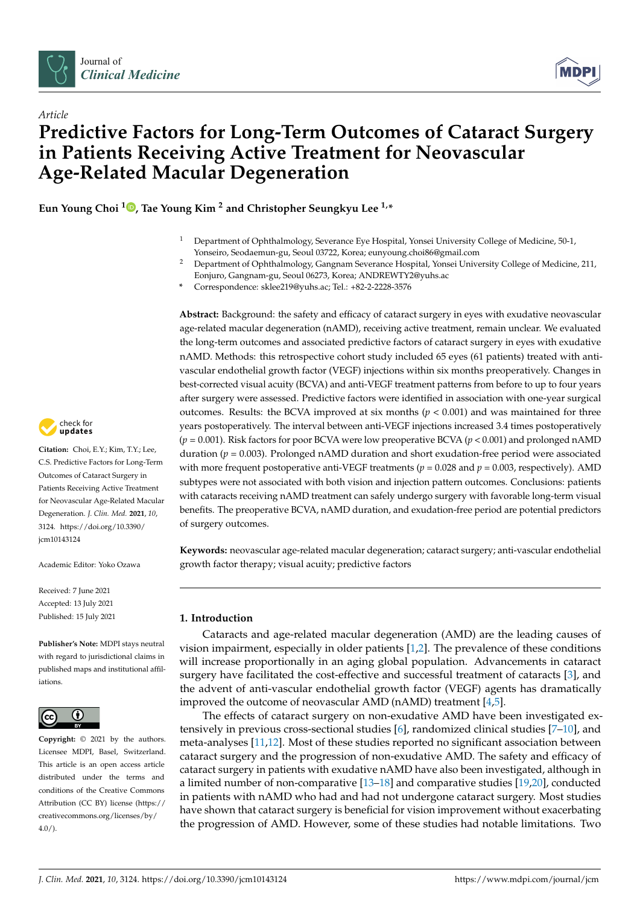*Article*

# Predictive Factors for Long-Term Outcomes of Cataract Surgery in Patients Receiving Active Treatment for Neovascular Age-Related Macular Degeneration

**Eun Young Choi [1], Tae Young Kim [2] and Christopher Seungkyu Lee [1,*]**

[1] Department of Ophthalmology, Severance Eye Hospital, Yonsei University College of Medicine, 50-1, Yonseiro, Seodaemun-gu, Seoul 03722, Korea; eunyoung.choi86@gmail.com

[2] Department of Ophthalmology, Gangnam Severance Hospital, Yonsei University College of Medicine, 211, Eonjuro, Gangnam-gu, Seoul 06273, Korea; ANDREWTY2@yuhs.ac

\* Correspondence: sklee219@yuhs.ac; Tel.: +82-2-2228-3576

**Citation:** Choi, E.Y.; Kim, T.Y.; Lee, C.S. Predictive Factors for Long-Term Outcomes of Cataract Surgery in Patients Receiving Active Treatment for Neovascular Age-Related Macular Degeneration. *J. Clin. Med.* **2021**, *10*, 3124. https://doi.org/10.3390/jcm10143124

Academic Editor: Yoko Ozawa

Received: 7 June 2021
Accepted: 13 July 2021
Published: 15 July 2021

**Publisher's Note:** MDPI stays neutral with regard to jurisdictional claims in published maps and institutional affiliations.

**Copyright:** © 2021 by the authors. Licensee MDPI, Basel, Switzerland. This article is an open access article distributed under the terms and conditions of the Creative Commons Attribution (CC BY) license (https://creativecommons.org/licenses/by/4.0/).

**Abstract:** Background: the safety and efficacy of cataract surgery in eyes with exudative neovascular age-related macular degeneration (nAMD), receiving active treatment, remain unclear. We evaluated the long-term outcomes and associated predictive factors of cataract surgery in eyes with exudative nAMD. Methods: this retrospective cohort study included 65 eyes (61 patients) treated with anti-vascular endothelial growth factor (VEGF) injections within six months preoperatively. Changes in best-corrected visual acuity (BCVA) and anti-VEGF treatment patterns from before to up to four years after surgery were assessed. Predictive factors were identified in association with one-year surgical outcomes. Results: the BCVA improved at six months ($p < 0.001$) and was maintained for three years postoperatively. The interval between anti-VEGF injections increased 3.4 times postoperatively ($p = 0.001$). Risk factors for poor BCVA were low preoperative BCVA ($p < 0.001$) and prolonged nAMD duration ($p = 0.003$). Prolonged nAMD duration and short exudation-free period were associated with more frequent postoperative anti-VEGF treatments ($p = 0.028$ and $p = 0.003$, respectively). AMD subtypes were not associated with both vision and injection pattern outcomes. Conclusions: patients with cataracts receiving nAMD treatment can safely undergo surgery with favorable long-term visual benefits. The preoperative BCVA, nAMD duration, and exudation-free period are potential predictors of surgery outcomes.

**Keywords:** neovascular age-related macular degeneration; cataract surgery; anti-vascular endothelial growth factor therapy; visual acuity; predictive factors

## 1. Introduction

Cataracts and age-related macular degeneration (AMD) are the leading causes of vision impairment, especially in older patients [1,2]. The prevalence of these conditions will increase proportionally in an aging global population. Advancements in cataract surgery have facilitated the cost-effective and successful treatment of cataracts [3], and the advent of anti-vascular endothelial growth factor (VEGF) agents has dramatically improved the outcome of neovascular AMD (nAMD) treatment [4,5].

The effects of cataract surgery on non-exudative AMD have been investigated extensively in previous cross-sectional studies [6], randomized clinical studies [7–10], and meta-analyses [11,12]. Most of these studies reported no significant association between cataract surgery and the progression of non-exudative AMD. The safety and efficacy of cataract surgery in patients with exudative nAMD have also been investigated, although in a limited number of non-comparative [13–18] and comparative studies [19,20], conducted in patients with nAMD who had and had not undergone cataract surgery. Most studies have shown that cataract surgery is beneficial for vision improvement without exacerbating the progression of AMD. However, some of these studies had notable limitations. Two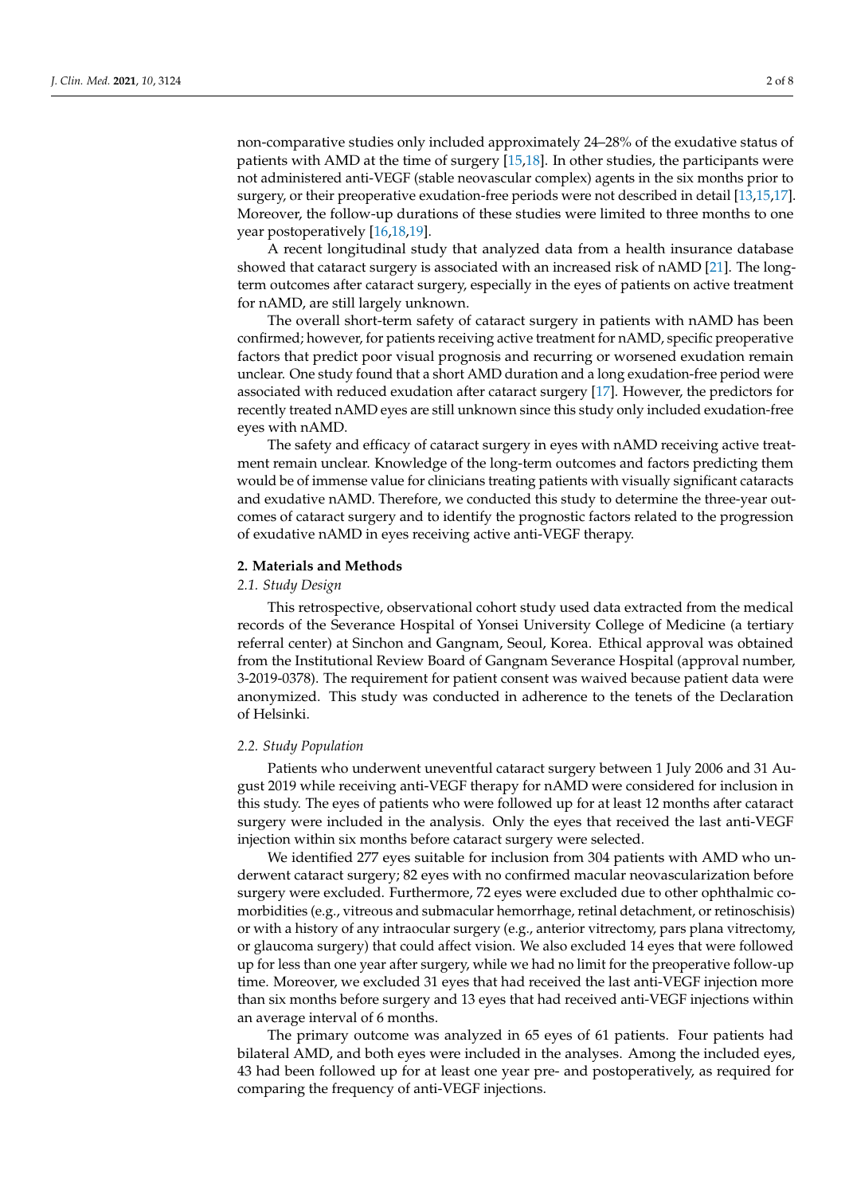non-comparative studies only included approximately 24–28% of the exudative status of patients with AMD at the time of surgery [15,18]. In other studies, the participants were not administered anti-VEGF (stable neovascular complex) agents in the six months prior to surgery, or their preoperative exudation-free periods were not described in detail [13,15,17]. Moreover, the follow-up durations of these studies were limited to three months to one year postoperatively [16,18,19].

A recent longitudinal study that analyzed data from a health insurance database showed that cataract surgery is associated with an increased risk of nAMD [21]. The long-term outcomes after cataract surgery, especially in the eyes of patients on active treatment for nAMD, are still largely unknown.

The overall short-term safety of cataract surgery in patients with nAMD has been confirmed; however, for patients receiving active treatment for nAMD, specific preoperative factors that predict poor visual prognosis and recurring or worsened exudation remain unclear. One study found that a short AMD duration and a long exudation-free period were associated with reduced exudation after cataract surgery [17]. However, the predictors for recently treated nAMD eyes are still unknown since this study only included exudation-free eyes with nAMD.

The safety and efficacy of cataract surgery in eyes with nAMD receiving active treatment remain unclear. Knowledge of the long-term outcomes and factors predicting them would be of immense value for clinicians treating patients with visually significant cataracts and exudative nAMD. Therefore, we conducted this study to determine the three-year outcomes of cataract surgery and to identify the prognostic factors related to the progression of exudative nAMD in eyes receiving active anti-VEGF therapy.

## 2. Materials and Methods

### *2.1. Study Design*

This retrospective, observational cohort study used data extracted from the medical records of the Severance Hospital of Yonsei University College of Medicine (a tertiary referral center) at Sinchon and Gangnam, Seoul, Korea. Ethical approval was obtained from the Institutional Review Board of Gangnam Severance Hospital (approval number, 3-2019-0378). The requirement for patient consent was waived because patient data were anonymized. This study was conducted in adherence to the tenets of the Declaration of Helsinki.

### *2.2. Study Population*

Patients who underwent uneventful cataract surgery between 1 July 2006 and 31 August 2019 while receiving anti-VEGF therapy for nAMD were considered for inclusion in this study. The eyes of patients who were followed up for at least 12 months after cataract surgery were included in the analysis. Only the eyes that received the last anti-VEGF injection within six months before cataract surgery were selected.

We identified 277 eyes suitable for inclusion from 304 patients with AMD who underwent cataract surgery; 82 eyes with no confirmed macular neovascularization before surgery were excluded. Furthermore, 72 eyes were excluded due to other ophthalmic comorbidities (e.g., vitreous and submacular hemorrhage, retinal detachment, or retinoschisis) or with a history of any intraocular surgery (e.g., anterior vitrectomy, pars plana vitrectomy, or glaucoma surgery) that could affect vision. We also excluded 14 eyes that were followed up for less than one year after surgery, while we had no limit for the preoperative follow-up time. Moreover, we excluded 31 eyes that had received the last anti-VEGF injection more than six months before surgery and 13 eyes that had received anti-VEGF injections within an average interval of 6 months.

The primary outcome was analyzed in 65 eyes of 61 patients. Four patients had bilateral AMD, and both eyes were included in the analyses. Among the included eyes, 43 had been followed up for at least one year pre- and postoperatively, as required for comparing the frequency of anti-VEGF injections.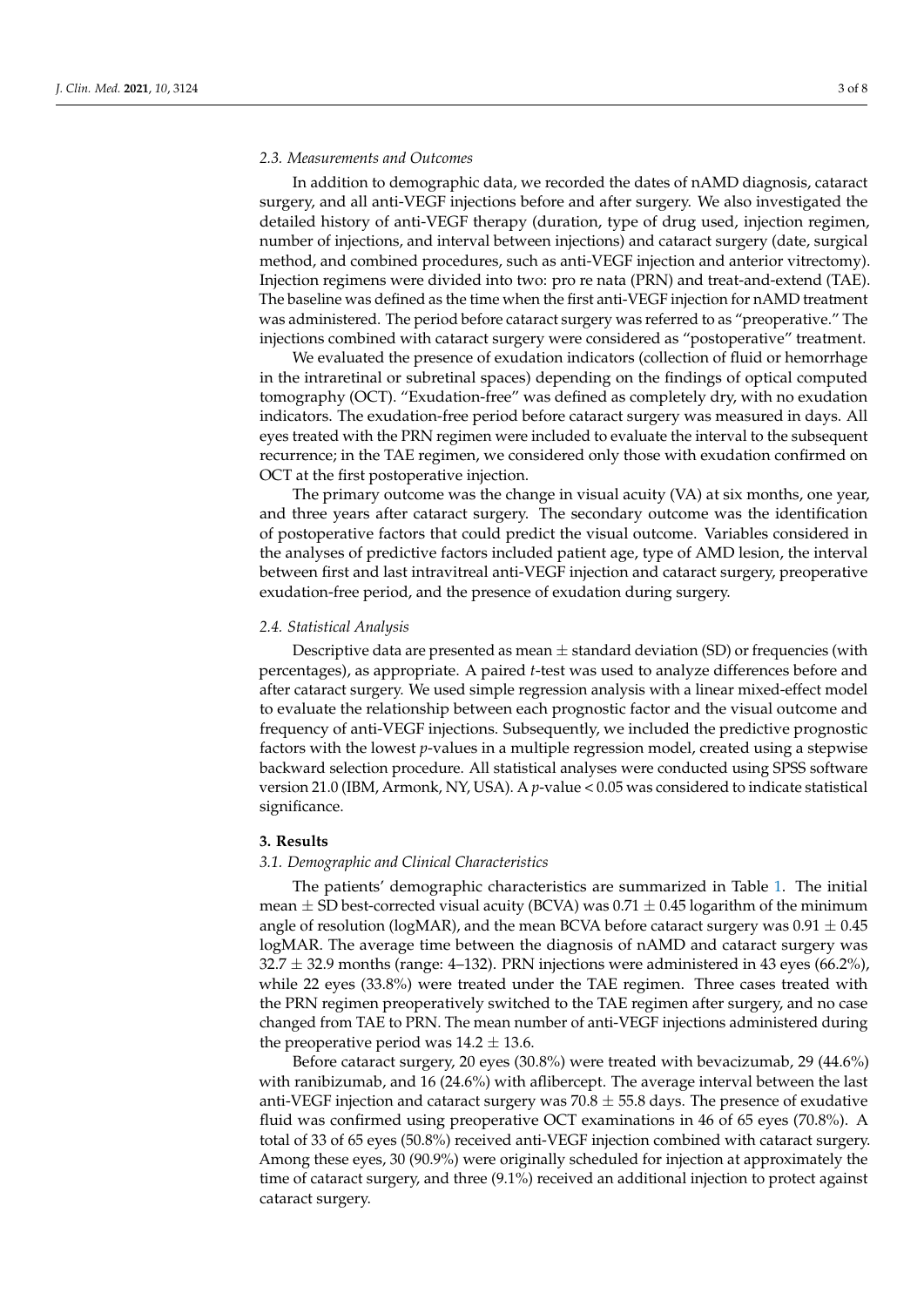### 2.3. Measurements and Outcomes

In addition to demographic data, we recorded the dates of nAMD diagnosis, cataract surgery, and all anti-VEGF injections before and after surgery. We also investigated the detailed history of anti-VEGF therapy (duration, type of drug used, injection regimen, number of injections, and interval between injections) and cataract surgery (date, surgical method, and combined procedures, such as anti-VEGF injection and anterior vitrectomy). Injection regimens were divided into two: pro re nata (PRN) and treat-and-extend (TAE). The baseline was defined as the time when the first anti-VEGF injection for nAMD treatment was administered. The period before cataract surgery was referred to as "preoperative." The injections combined with cataract surgery were considered as "postoperative" treatment.

We evaluated the presence of exudation indicators (collection of fluid or hemorrhage in the intraretinal or subretinal spaces) depending on the findings of optical computed tomography (OCT). "Exudation-free" was defined as completely dry, with no exudation indicators. The exudation-free period before cataract surgery was measured in days. All eyes treated with the PRN regimen were included to evaluate the interval to the subsequent recurrence; in the TAE regimen, we considered only those with exudation confirmed on OCT at the first postoperative injection.

The primary outcome was the change in visual acuity (VA) at six months, one year, and three years after cataract surgery. The secondary outcome was the identification of postoperative factors that could predict the visual outcome. Variables considered in the analyses of predictive factors included patient age, type of AMD lesion, the interval between first and last intravitreal anti-VEGF injection and cataract surgery, preoperative exudation-free period, and the presence of exudation during surgery.

### 2.4. Statistical Analysis

Descriptive data are presented as mean $\pm$ standard deviation (SD) or frequencies (with percentages), as appropriate. A paired *t*-test was used to analyze differences before and after cataract surgery. We used simple regression analysis with a linear mixed-effect model to evaluate the relationship between each prognostic factor and the visual outcome and frequency of anti-VEGF injections. Subsequently, we included the predictive prognostic factors with the lowest *p*-values in a multiple regression model, created using a stepwise backward selection procedure. All statistical analyses were conducted using SPSS software version 21.0 (IBM, Armonk, NY, USA). A $p$-value $< 0.05$ was considered to indicate statistical significance.

## 3. Results

### 3.1. Demographic and Clinical Characteristics

The patients' demographic characteristics are summarized in Table 1. The initial mean $\pm$ SD best-corrected visual acuity (BCVA) was $0.71 \pm 0.45$ logarithm of the minimum angle of resolution (logMAR), and the mean BCVA before cataract surgery was $0.91 \pm 0.45$ logMAR. The average time between the diagnosis of nAMD and cataract surgery was $32.7 \pm 32.9$ months (range: 4–132). PRN injections were administered in 43 eyes (66.2%), while 22 eyes (33.8%) were treated under the TAE regimen. Three cases treated with the PRN regimen preoperatively switched to the TAE regimen after surgery, and no case changed from TAE to PRN. The mean number of anti-VEGF injections administered during the preoperative period was $14.2 \pm 13.6$.

Before cataract surgery, 20 eyes (30.8%) were treated with bevacizumab, 29 (44.6%) with ranibizumab, and 16 (24.6%) with aflibercept. The average interval between the last anti-VEGF injection and cataract surgery was $70.8 \pm 55.8$ days. The presence of exudative fluid was confirmed using preoperative OCT examinations in 46 of 65 eyes (70.8%). A total of 33 of 65 eyes (50.8%) received anti-VEGF injection combined with cataract surgery. Among these eyes, 30 (90.9%) were originally scheduled for injection at approximately the time of cataract surgery, and three (9.1%) received an additional injection to protect against cataract surgery.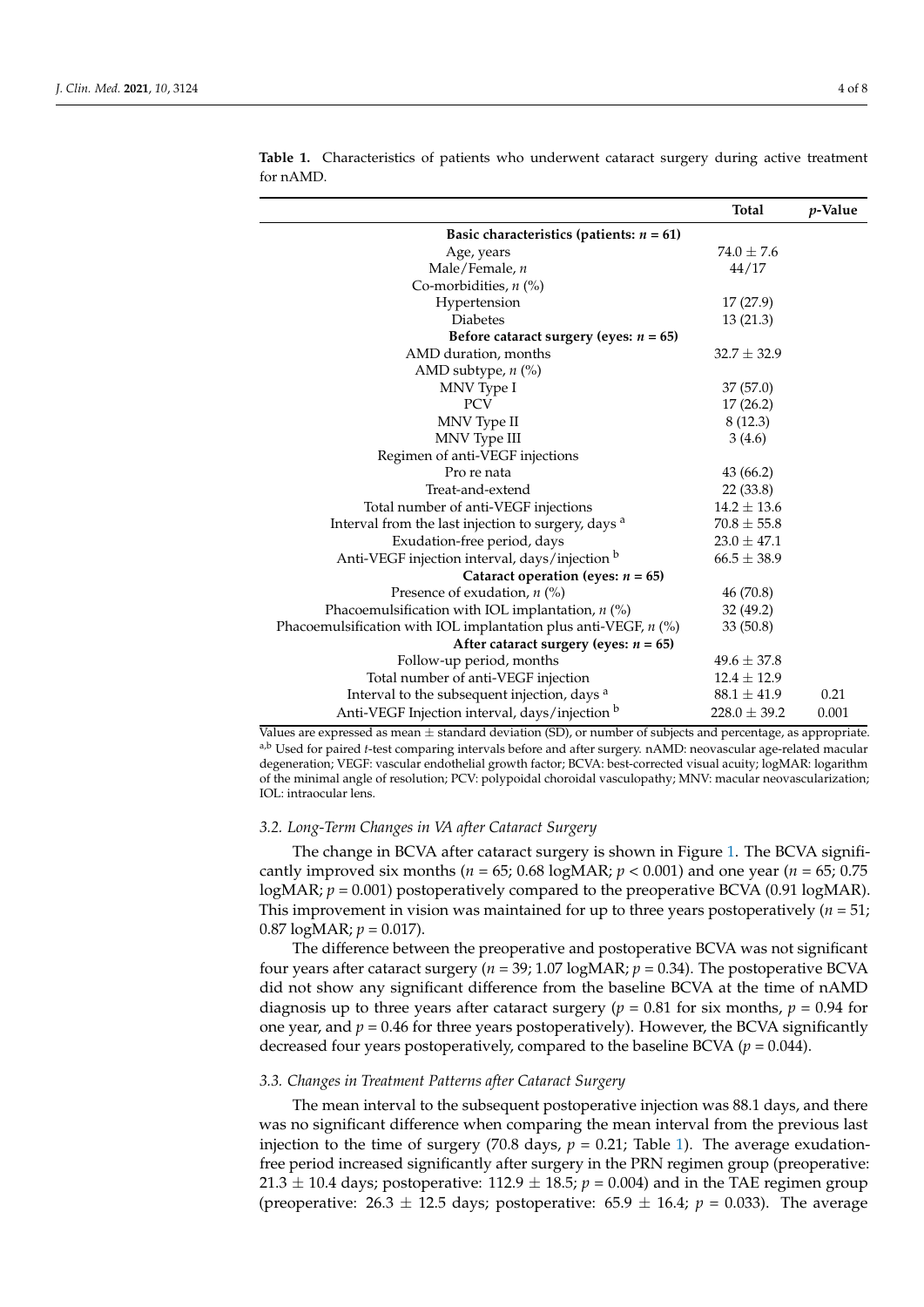**Table 1.** Characteristics of patients who underwent cataract surgery during active treatment for nAMD.

| | Total | *p*-Value |
|---|---|---|
| **Basic characteristics (patients: *n* = 61)** | | |
| Age, years | 74.0 ± 7.6 | |
| Male/Female, *n* | 44/17 | |
| Co-morbidities, *n* (%) | | |
| Hypertension | 17 (27.9) | |
| Diabetes | 13 (21.3) | |
| **Before cataract surgery (eyes: *n* = 65)** | | |
| AMD duration, months | 32.7 ± 32.9 | |
| AMD subtype, *n* (%) | | |
| MNV Type I | 37 (57.0) | |
| PCV | 17 (26.2) | |
| MNV Type II | 8 (12.3) | |
| MNV Type III | 3 (4.6) | |
| Regimen of anti-VEGF injections | | |
| Pro re nata | 43 (66.2) | |
| Treat-and-extend | 22 (33.8) | |
| Total number of anti-VEGF injections | 14.2 ± 13.6 | |
| Interval from the last injection to surgery, days [a] | 70.8 ± 55.8 | |
| Exudation-free period, days | 23.0 ± 47.1 | |
| Anti-VEGF injection interval, days/injection [b] | 66.5 ± 38.9 | |
| **Cataract operation (eyes: *n* = 65)** | | |
| Presence of exudation, *n* (%) | 46 (70.8) | |
| Phacoemulsification with IOL implantation, *n* (%) | 32 (49.2) | |
| Phacoemulsification with IOL implantation plus anti-VEGF, *n* (%) | 33 (50.8) | |
| **After cataract surgery (eyes: *n* = 65)** | | |
| Follow-up period, months | 49.6 ± 37.8 | |
| Total number of anti-VEGF injection | 12.4 ± 12.9 | |
| Interval to the subsequent injection, days [a] | 88.1 ± 41.9 | 0.21 |
| Anti-VEGF Injection interval, days/injection [b] | 228.0 ± 39.2 | 0.001 |

Values are expressed as mean ± standard deviation (SD), or number of subjects and percentage, as appropriate. [a,b] Used for paired *t*-test comparing intervals before and after surgery. nAMD: neovascular age-related macular degeneration; VEGF: vascular endothelial growth factor; BCVA: best-corrected visual acuity; logMAR: logarithm of the minimal angle of resolution; PCV: polypoidal choroidal vasculopathy; MNV: macular neovascularization; IOL: intraocular lens.

### *3.2. Long-Term Changes in VA after Cataract Surgery*

The change in BCVA after cataract surgery is shown in Figure 1. The BCVA significantly improved six months ($n = 65$; 0.68 logMAR; $p < 0.001$) and one year ($n = 65$; 0.75 logMAR; $p = 0.001$) postoperatively compared to the preoperative BCVA (0.91 logMAR). This improvement in vision was maintained for up to three years postoperatively ($n = 51$; 0.87 logMAR; $p = 0.017$).

The difference between the preoperative and postoperative BCVA was not significant four years after cataract surgery ($n = 39$; 1.07 logMAR; $p = 0.34$). The postoperative BCVA did not show any significant difference from the baseline BCVA at the time of nAMD diagnosis up to three years after cataract surgery ($p = 0.81$ for six months, $p = 0.94$ for one year, and $p = 0.46$ for three years postoperatively). However, the BCVA significantly decreased four years postoperatively, compared to the baseline BCVA ($p = 0.044$).

### *3.3. Changes in Treatment Patterns after Cataract Surgery*

The mean interval to the subsequent postoperative injection was 88.1 days, and there was no significant difference when comparing the mean interval from the previous last injection to the time of surgery (70.8 days, $p = 0.21$; Table 1). The average exudation-free period increased significantly after surgery in the PRN regimen group (preoperative: 21.3 ± 10.4 days; postoperative: 112.9 ± 18.5; $p = 0.004$) and in the TAE regimen group (preoperative: 26.3 ± 12.5 days; postoperative: 65.9 ± 16.4; $p = 0.033$). The average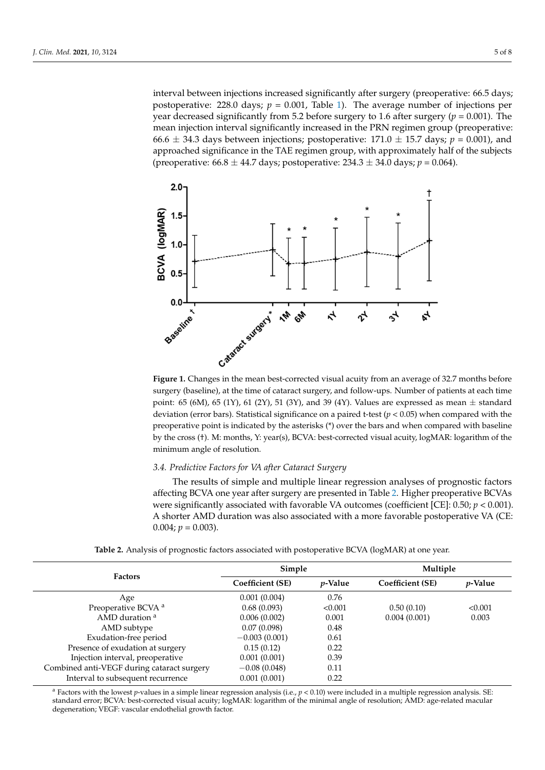interval between injections increased significantly after surgery (preoperative: 66.5 days; postoperative: 228.0 days; $p = 0.001$, Table 1). The average number of injections per year decreased significantly from 5.2 before surgery to 1.6 after surgery ($p = 0.001$). The mean injection interval significantly increased in the PRN regimen group (preoperative: 66.6 ± 34.3 days between injections; postoperative: 171.0 ± 15.7 days; $p = 0.001$), and approached significance in the TAE regimen group, with approximately half of the subjects (preoperative: 66.8 ± 44.7 days; postoperative: 234.3 ± 34.0 days; $p = 0.064$).

**Figure 1.** Changes in the mean best-corrected visual acuity from an average of 32.7 months before surgery (baseline), at the time of cataract surgery, and follow-ups. Number of patients at each time point: 65 (6M), 65 (1Y), 61 (2Y), 51 (3Y), and 39 (4Y). Values are expressed as mean ± standard deviation (error bars). Statistical significance on a paired t-test ($p < 0.05$) when compared with the preoperative point is indicated by the asterisks (*) over the bars and when compared with baseline by the cross (†). M: months, Y: year(s), BCVA: best-corrected visual acuity, logMAR: logarithm of the minimum angle of resolution.

### *3.4. Predictive Factors for VA after Cataract Surgery*

The results of simple and multiple linear regression analyses of prognostic factors affecting BCVA one year after surgery are presented in Table 2. Higher preoperative BCVAs were significantly associated with favorable VA outcomes (coefficient [CE]: 0.50; $p < 0.001$). A shorter AMD duration was also associated with a more favorable postoperative VA (CE: 0.004; $p = 0.003$).

**Table 2.** Analysis of prognostic factors associated with postoperative BCVA (logMAR) at one year.

| Factors | Simple | | Multiple | |
|---|---|---|---|---|
| | Coefficient (SE) | *p*-Value | Coefficient (SE) | *p*-Value |
| Age | 0.001 (0.004) | 0.76 | | |
| Preoperative BCVA [a] | 0.68 (0.093) | <0.001 | 0.50 (0.10) | <0.001 |
| AMD duration [a] | 0.006 (0.002) | 0.001 | 0.004 (0.001) | 0.003 |
| AMD subtype | 0.07 (0.098) | 0.48 | | |
| Exudation-free period | −0.003 (0.001) | 0.61 | | |
| Presence of exudation at surgery | 0.15 (0.12) | 0.22 | | |
| Injection interval, preoperative | 0.001 (0.001) | 0.39 | | |
| Combined anti-VEGF during cataract surgery | −0.08 (0.048) | 0.11 | | |
| Interval to subsequent recurrence | 0.001 (0.001) | 0.22 | | |

[a] Factors with the lowest *p*-values in a simple linear regression analysis (i.e., $p < 0.10$) were included in a multiple regression analysis. SE: standard error; BCVA: best-corrected visual acuity; logMAR: logarithm of the minimal angle of resolution; AMD: age-related macular degeneration; VEGF: vascular endothelial growth factor.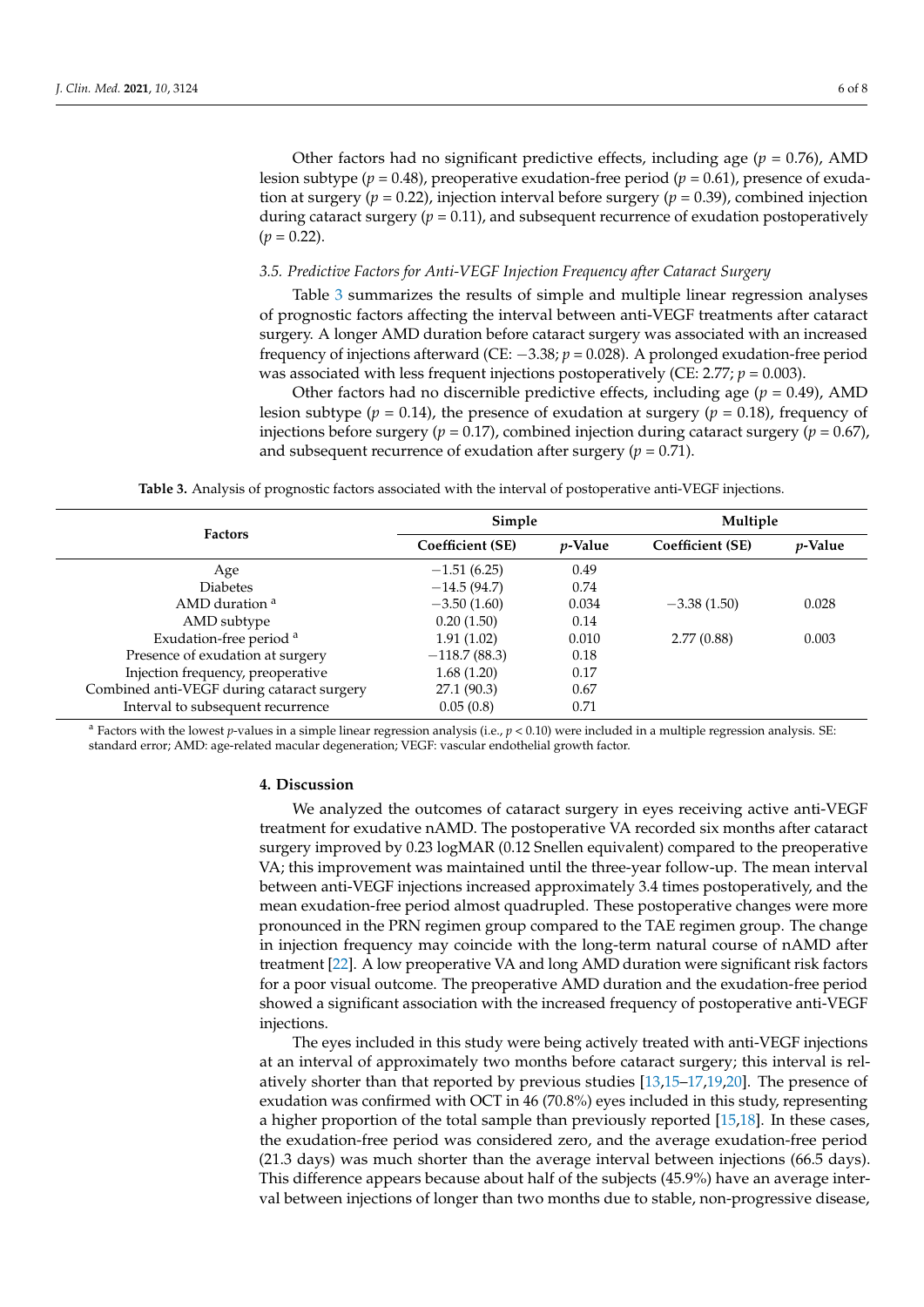Other factors had no significant predictive effects, including age ($p = 0.76$), AMD lesion subtype ($p = 0.48$), preoperative exudation-free period ($p = 0.61$), presence of exudation at surgery ($p = 0.22$), injection interval before surgery ($p = 0.39$), combined injection during cataract surgery ($p = 0.11$), and subsequent recurrence of exudation postoperatively ($p = 0.22$).

### *3.5. Predictive Factors for Anti-VEGF Injection Frequency after Cataract Surgery*

Table 3 summarizes the results of simple and multiple linear regression analyses of prognostic factors affecting the interval between anti-VEGF treatments after cataract surgery. A longer AMD duration before cataract surgery was associated with an increased frequency of injections afterward (CE: −3.38; $p = 0.028$). A prolonged exudation-free period was associated with less frequent injections postoperatively (CE: 2.77; $p = 0.003$).

Other factors had no discernible predictive effects, including age ($p = 0.49$), AMD lesion subtype ($p = 0.14$), the presence of exudation at surgery ($p = 0.18$), frequency of injections before surgery ($p = 0.17$), combined injection during cataract surgery ($p = 0.67$), and subsequent recurrence of exudation after surgery ($p = 0.71$).

**Table 3.** Analysis of prognostic factors associated with the interval of postoperative anti-VEGF injections.

| Factors | Simple | | Multiple | |
|---|---|---|---|---|
| | Coefficient (SE) | *p*-Value | Coefficient (SE) | *p*-Value |
| Age | −1.51 (6.25) | 0.49 | | |
| Diabetes | −14.5 (94.7) | 0.74 | | |
| AMD duration [a] | −3.50 (1.60) | 0.034 | −3.38 (1.50) | 0.028 |
| AMD subtype | 0.20 (1.50) | 0.14 | | |
| Exudation-free period [a] | 1.91 (1.02) | 0.010 | 2.77 (0.88) | 0.003 |
| Presence of exudation at surgery | −118.7 (88.3) | 0.18 | | |
| Injection frequency, preoperative | 1.68 (1.20) | 0.17 | | |
| Combined anti-VEGF during cataract surgery | 27.1 (90.3) | 0.67 | | |
| Interval to subsequent recurrence | 0.05 (0.8) | 0.71 | | |

[a] Factors with the lowest *p*-values in a simple linear regression analysis (i.e., $p < 0.10$) were included in a multiple regression analysis. SE: standard error; AMD: age-related macular degeneration; VEGF: vascular endothelial growth factor.

## 4. Discussion

We analyzed the outcomes of cataract surgery in eyes receiving active anti-VEGF treatment for exudative nAMD. The postoperative VA recorded six months after cataract surgery improved by 0.23 logMAR (0.12 Snellen equivalent) compared to the preoperative VA; this improvement was maintained until the three-year follow-up. The mean interval between anti-VEGF injections increased approximately 3.4 times postoperatively, and the mean exudation-free period almost quadrupled. These postoperative changes were more pronounced in the PRN regimen group compared to the TAE regimen group. The change in injection frequency may coincide with the long-term natural course of nAMD after treatment [22]. A low preoperative VA and long AMD duration were significant risk factors for a poor visual outcome. The preoperative AMD duration and the exudation-free period showed a significant association with the increased frequency of postoperative anti-VEGF injections.

The eyes included in this study were being actively treated with anti-VEGF injections at an interval of approximately two months before cataract surgery; this interval is relatively shorter than that reported by previous studies [13,15–17,19,20]. The presence of exudation was confirmed with OCT in 46 (70.8%) eyes included in this study, representing a higher proportion of the total sample than previously reported [15,18]. In these cases, the exudation-free period was considered zero, and the average exudation-free period (21.3 days) was much shorter than the average interval between injections (66.5 days). This difference appears because about half of the subjects (45.9%) have an average interval between injections of longer than two months due to stable, non-progressive disease,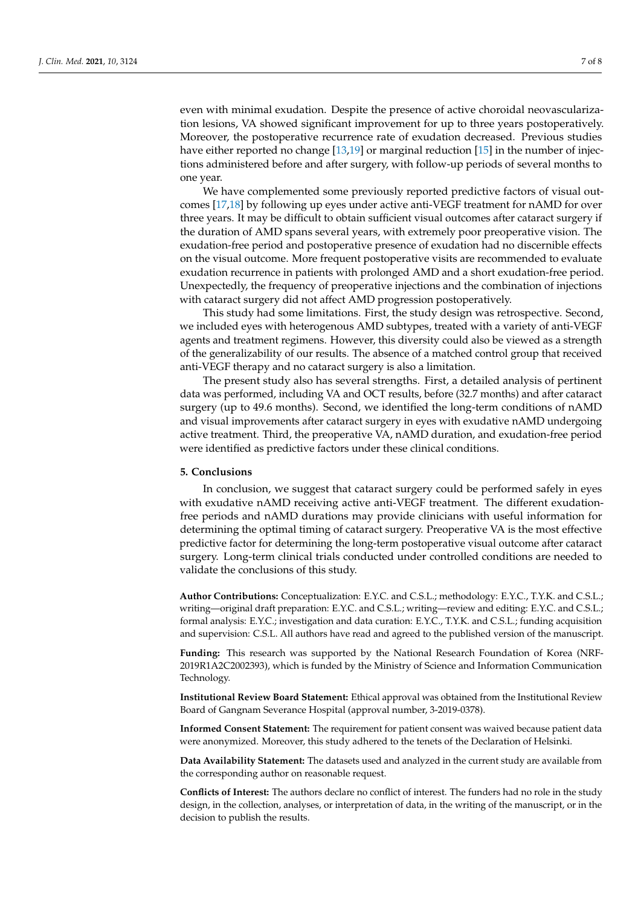even with minimal exudation. Despite the presence of active choroidal neovascularization lesions, VA showed significant improvement for up to three years postoperatively. Moreover, the postoperative recurrence rate of exudation decreased. Previous studies have either reported no change [13,19] or marginal reduction [15] in the number of injections administered before and after surgery, with follow-up periods of several months to one year.

We have complemented some previously reported predictive factors of visual outcomes [17,18] by following up eyes under active anti-VEGF treatment for nAMD for over three years. It may be difficult to obtain sufficient visual outcomes after cataract surgery if the duration of AMD spans several years, with extremely poor preoperative vision. The exudation-free period and postoperative presence of exudation had no discernible effects on the visual outcome. More frequent postoperative visits are recommended to evaluate exudation recurrence in patients with prolonged AMD and a short exudation-free period. Unexpectedly, the frequency of preoperative injections and the combination of injections with cataract surgery did not affect AMD progression postoperatively.

This study had some limitations. First, the study design was retrospective. Second, we included eyes with heterogenous AMD subtypes, treated with a variety of anti-VEGF agents and treatment regimens. However, this diversity could also be viewed as a strength of the generalizability of our results. The absence of a matched control group that received anti-VEGF therapy and no cataract surgery is also a limitation.

The present study also has several strengths. First, a detailed analysis of pertinent data was performed, including VA and OCT results, before (32.7 months) and after cataract surgery (up to 49.6 months). Second, we identified the long-term conditions of nAMD and visual improvements after cataract surgery in eyes with exudative nAMD undergoing active treatment. Third, the preoperative VA, nAMD duration, and exudation-free period were identified as predictive factors under these clinical conditions.

## 5. Conclusions

In conclusion, we suggest that cataract surgery could be performed safely in eyes with exudative nAMD receiving active anti-VEGF treatment. The different exudation-free periods and nAMD durations may provide clinicians with useful information for determining the optimal timing of cataract surgery. Preoperative VA is the most effective predictive factor for determining the long-term postoperative visual outcome after cataract surgery. Long-term clinical trials conducted under controlled conditions are needed to validate the conclusions of this study.

**Author Contributions:** Conceptualization: E.Y.C. and C.S.L.; methodology: E.Y.C., T.Y.K. and C.S.L.; writing—original draft preparation: E.Y.C. and C.S.L.; writing—review and editing: E.Y.C. and C.S.L.; formal analysis: E.Y.C.; investigation and data curation: E.Y.C., T.Y.K. and C.S.L.; funding acquisition and supervision: C.S.L. All authors have read and agreed to the published version of the manuscript.

**Funding:** This research was supported by the National Research Foundation of Korea (NRF-2019R1A2C2002393), which is funded by the Ministry of Science and Information Communication Technology.

**Institutional Review Board Statement:** Ethical approval was obtained from the Institutional Review Board of Gangnam Severance Hospital (approval number, 3-2019-0378).

**Informed Consent Statement:** The requirement for patient consent was waived because patient data were anonymized. Moreover, this study adhered to the tenets of the Declaration of Helsinki.

**Data Availability Statement:** The datasets used and analyzed in the current study are available from the corresponding author on reasonable request.

**Conflicts of Interest:** The authors declare no conflict of interest. The funders had no role in the study design, in the collection, analyses, or interpretation of data, in the writing of the manuscript, or in the decision to publish the results.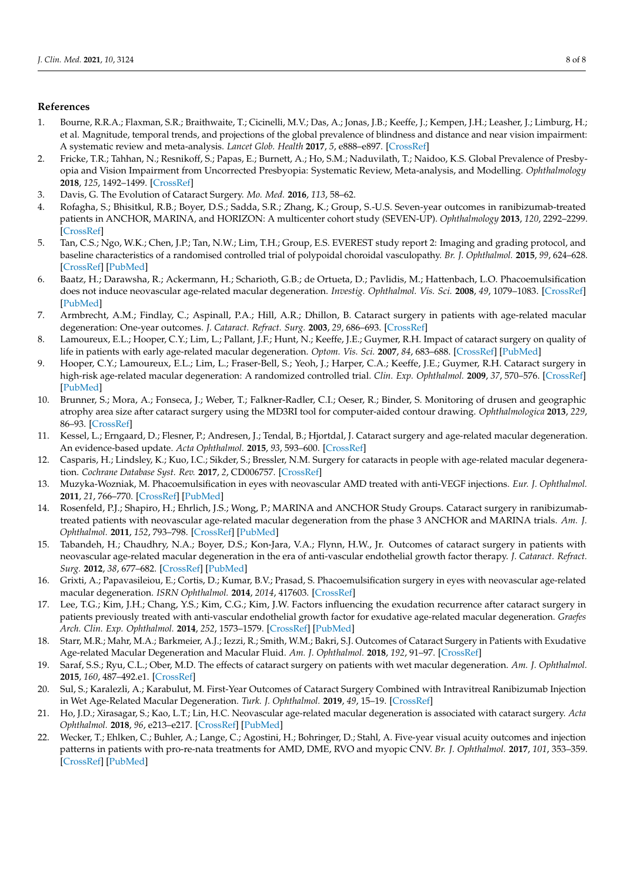## References

1. Bourne, R.R.A.; Flaxman, S.R.; Braithwaite, T.; Cicinelli, M.V.; Das, A.; Jonas, J.B.; Keeffe, J.; Kempen, J.H.; Leasher, J.; Limburg, H.; et al. Magnitude, temporal trends, and projections of the global prevalence of blindness and distance and near vision impairment: A systematic review and meta-analysis. *Lancet Glob. Health* **2017**, *5*, e888–e897. [CrossRef]
2. Fricke, T.R.; Tahhan, N.; Resnikoff, S.; Papas, E.; Burnett, A.; Ho, S.M.; Naduvilath, T.; Naidoo, K.S. Global Prevalence of Presbyopia and Vision Impairment from Uncorrected Presbyopia: Systematic Review, Meta-analysis, and Modelling. *Ophthalmology* **2018**, *125*, 1492–1499. [CrossRef]
3. Davis, G. The Evolution of Cataract Surgery. *Mo. Med.* **2016**, *113*, 58–62.
4. Rofagha, S.; Bhisitkul, R.B.; Boyer, D.S.; Sadda, S.R.; Zhang, K.; Group, S.-U.S. Seven-year outcomes in ranibizumab-treated patients in ANCHOR, MARINA, and HORIZON: A multicenter cohort study (SEVEN-UP). *Ophthalmology* **2013**, *120*, 2292–2299. [CrossRef]
5. Tan, C.S.; Ngo, W.K.; Chen, J.P.; Tan, N.W.; Lim, T.H.; Group, E.S. EVEREST study report 2: Imaging and grading protocol, and baseline characteristics of a randomised controlled trial of polypoidal choroidal vasculopathy. *Br. J. Ophthalmol.* **2015**, *99*, 624–628. [CrossRef] [PubMed]
6. Baatz, H.; Darawsha, R.; Ackermann, H.; Scharioth, G.B.; de Ortueta, D.; Pavlidis, M.; Hattenbach, L.O. Phacoemulsification does not induce neovascular age-related macular degeneration. *Investig. Ophthalmol. Vis. Sci.* **2008**, *49*, 1079–1083. [CrossRef] [PubMed]
7. Armbrecht, A.M.; Findlay, C.; Aspinall, P.A.; Hill, A.R.; Dhillon, B. Cataract surgery in patients with age-related macular degeneration: One-year outcomes. *J. Cataract. Refract. Surg.* **2003**, *29*, 686–693. [CrossRef]
8. Lamoureux, E.L.; Hooper, C.Y.; Lim, L.; Pallant, J.F.; Hunt, N.; Keeffe, J.E.; Guymer, R.H. Impact of cataract surgery on quality of life in patients with early age-related macular degeneration. *Optom. Vis. Sci.* **2007**, *84*, 683–688. [CrossRef] [PubMed]
9. Hooper, C.Y.; Lamoureux, E.L.; Lim, L.; Fraser-Bell, S.; Yeoh, J.; Harper, C.A.; Keeffe, J.E.; Guymer, R.H. Cataract surgery in high-risk age-related macular degeneration: A randomized controlled trial. *Clin. Exp. Ophthalmol.* **2009**, *37*, 570–576. [CrossRef] [PubMed]
10. Brunner, S.; Mora, A.; Fonseca, J.; Weber, T.; Falkner-Radler, C.I.; Oeser, R.; Binder, S. Monitoring of drusen and geographic atrophy area size after cataract surgery using the MD3RI tool for computer-aided contour drawing. *Ophthalmologica* **2013**, *229*, 86–93. [CrossRef]
11. Kessel, L.; Erngaard, D.; Flesner, P.; Andresen, J.; Tendal, B.; Hjortdal, J. Cataract surgery and age-related macular degeneration. An evidence-based update. *Acta Ophthalmol.* **2015**, *93*, 593–600. [CrossRef]
12. Casparis, H.; Lindsley, K.; Kuo, I.C.; Sikder, S.; Bressler, N.M. Surgery for cataracts in people with age-related macular degeneration. *Cochrane Database Syst. Rev.* **2017**, *2*, CD006757. [CrossRef]
13. Muzyka-Wozniak, M. Phacoemulsification in eyes with neovascular AMD treated with anti-VEGF injections. *Eur. J. Ophthalmol.* **2011**, *21*, 766–770. [CrossRef] [PubMed]
14. Rosenfeld, P.J.; Shapiro, H.; Ehrlich, J.S.; Wong, P.; MARINA and ANCHOR Study Groups. Cataract surgery in ranibizumab-treated patients with neovascular age-related macular degeneration from the phase 3 ANCHOR and MARINA trials. *Am. J. Ophthalmol.* **2011**, *152*, 793–798. [CrossRef] [PubMed]
15. Tabandeh, H.; Chaudhry, N.A.; Boyer, D.S.; Kon-Jara, V.A.; Flynn, H.W., Jr. Outcomes of cataract surgery in patients with neovascular age-related macular degeneration in the era of anti-vascular endothelial growth factor therapy. *J. Cataract. Refract. Surg.* **2012**, *38*, 677–682. [CrossRef] [PubMed]
16. Grixti, A.; Papavasileiou, E.; Cortis, D.; Kumar, B.V.; Prasad, S. Phacoemulsification surgery in eyes with neovascular age-related macular degeneration. *ISRN Ophthalmol.* **2014**, *2014*, 417603. [CrossRef]
17. Lee, T.G.; Kim, J.H.; Chang, Y.S.; Kim, C.G.; Kim, J.W. Factors influencing the exudation recurrence after cataract surgery in patients previously treated with anti-vascular endothelial growth factor for exudative age-related macular degeneration. *Graefes Arch. Clin. Exp. Ophthalmol.* **2014**, *252*, 1573–1579. [CrossRef] [PubMed]
18. Starr, M.R.; Mahr, M.A.; Barkmeier, A.J.; Iezzi, R.; Smith, W.M.; Bakri, S.J. Outcomes of Cataract Surgery in Patients with Exudative Age-related Macular Degeneration and Macular Fluid. *Am. J. Ophthalmol.* **2018**, *192*, 91–97. [CrossRef]
19. Saraf, S.S.; Ryu, C.L.; Ober, M.D. The effects of cataract surgery on patients with wet macular degeneration. *Am. J. Ophthalmol.* **2015**, *160*, 487–492.e1. [CrossRef]
20. Sul, S.; Karalezli, A.; Karabulut, M. First-Year Outcomes of Cataract Surgery Combined with Intravitreal Ranibizumab Injection in Wet Age-Related Macular Degeneration. *Turk. J. Ophthalmol.* **2019**, *49*, 15–19. [CrossRef]
21. Ho, J.D.; Xirasagar, S.; Kao, L.T.; Lin, H.C. Neovascular age-related macular degeneration is associated with cataract surgery. *Acta Ophthalmol.* **2018**, *96*, e213–e217. [CrossRef] [PubMed]
22. Wecker, T.; Ehlken, C.; Buhler, A.; Lange, C.; Agostini, H.; Bohringer, D.; Stahl, A. Five-year visual acuity outcomes and injection patterns in patients with pro-re-nata treatments for AMD, DME, RVO and myopic CNV. *Br. J. Ophthalmol.* **2017**, *101*, 353–359. [CrossRef] [PubMed]